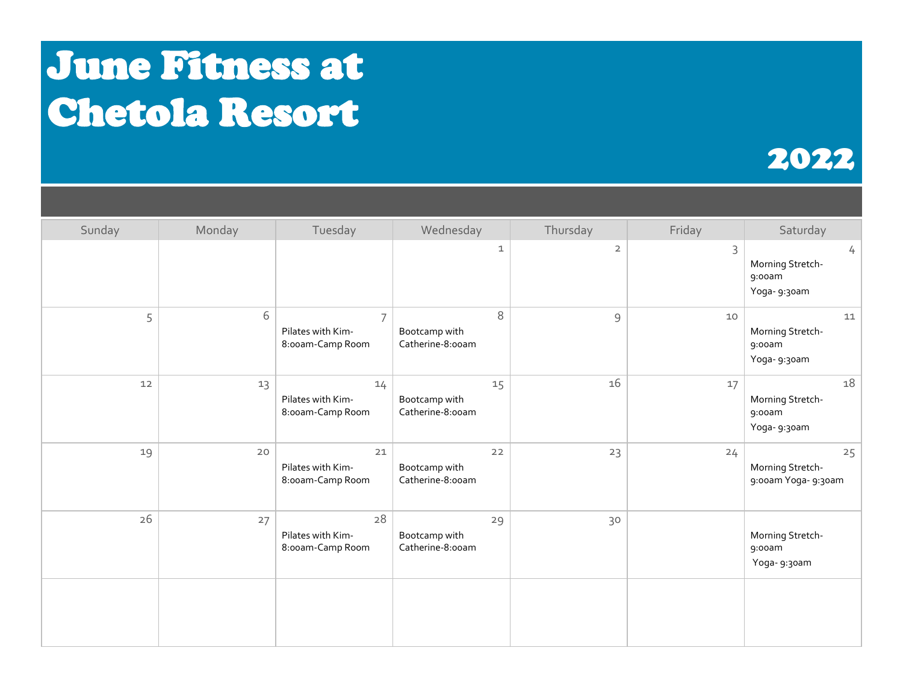# June Fitness at Chetola Resort

# 2022

| Sunday | Monday | Tuesday | Wednesday | Thursday | Friday | Saturday |
|---|---|---|---|---|---|---|
| | | | 1 | 2 | 3 | 4 Morning Stretch-9:00am Yoga- 9:30am |
| 5 | 6 | 7 Pilates with Kim-8:00am-Camp Room | 8 Bootcamp with Catherine-8:00am | 9 | 10 | 11 Morning Stretch-9:00am Yoga- 9:30am |
| 12 | 13 | 14 Pilates with Kim-8:00am-Camp Room | 15 Bootcamp with Catherine-8:00am | 16 | 17 | 18 Morning Stretch-9:00am Yoga- 9:30am |
| 19 | 20 | 21 Pilates with Kim-8:00am-Camp Room | 22 Bootcamp with Catherine-8:00am | 23 | 24 | 25 Morning Stretch-9:00am Yoga- 9:30am |
| 26 | 27 | 28 Pilates with Kim-8:00am-Camp Room | 29 Bootcamp with Catherine-8:00am | 30 | | Morning Stretch-9:00am Yoga- 9:30am |
| | | | | | | |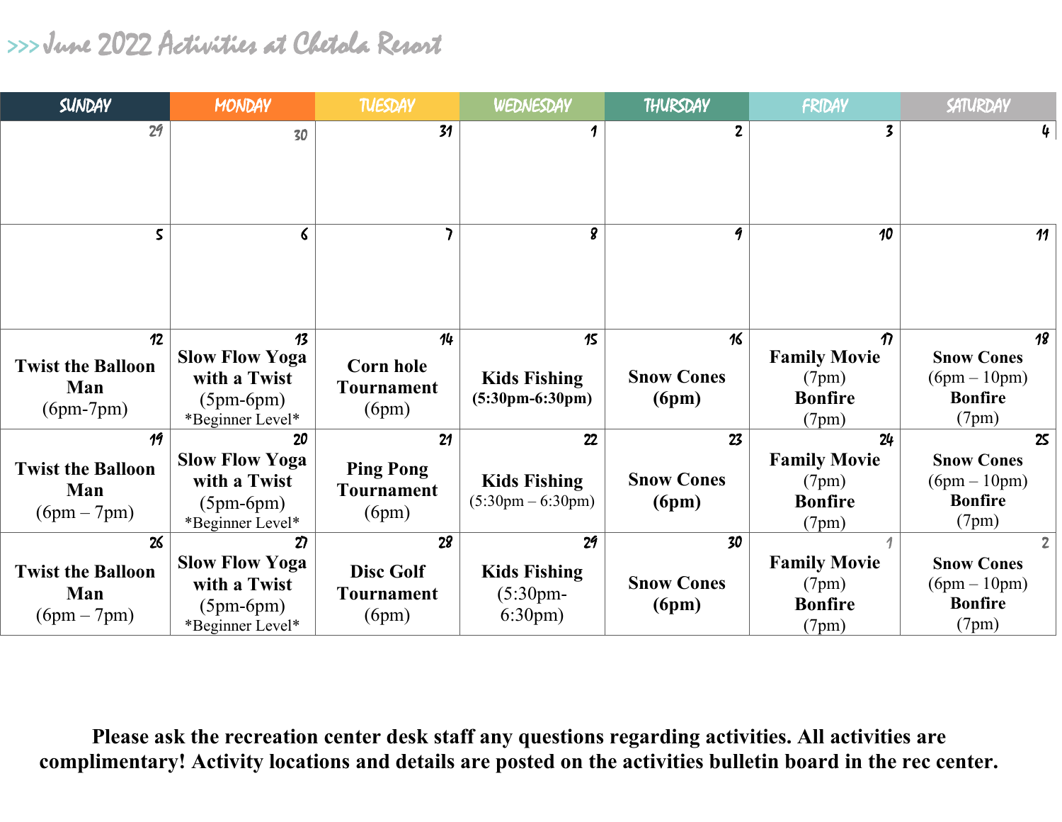>>>June 2022 Activities at Chetola Resort

| SUNDAY | MONDAY | TUESDAY | WEDNESDAY | THURSDAY | FRIDAY | SATURDAY |
|---|---|---|---|---|---|---|
| 29 | 30 | 31 | 1 | 2 | 3 | 4 |
| 5 | 6 | 7 | 8 | 9 | 10 | 11 |
| 12 **Twist the Balloon Man** (6pm-7pm) | 13 **Slow Flow Yoga with a Twist** (5pm-6pm) *Beginner Level* | 14 **Corn hole Tournament** (6pm) | 15 **Kids Fishing** **(5:30pm-6:30pm)** | 16 **Snow Cones** **(6pm)** | 17 **Family Movie** (7pm) **Bonfire** (7pm) | 18 **Snow Cones** (6pm – 10pm) **Bonfire** (7pm) |
| 19 **Twist the Balloon Man** (6pm – 7pm) | 20 **Slow Flow Yoga with a Twist** (5pm-6pm) *Beginner Level* | 21 **Ping Pong Tournament** (6pm) | 22 **Kids Fishing** (5:30pm – 6:30pm) | 23 **Snow Cones** **(6pm)** | 24 **Family Movie** (7pm) **Bonfire** (7pm) | 25 **Snow Cones** (6pm – 10pm) **Bonfire** (7pm) |
| 26 **Twist the Balloon Man** (6pm – 7pm) | 27 **Slow Flow Yoga with a Twist** (5pm-6pm) *Beginner Level* | 28 **Disc Golf Tournament** (6pm) | 29 **Kids Fishing** (5:30pm-6:30pm) | 30 **Snow Cones** **(6pm)** | 1 **Family Movie** (7pm) **Bonfire** (7pm) | 2 **Snow Cones** (6pm – 10pm) **Bonfire** (7pm) |

**Please ask the recreation center desk staff any questions regarding activities. All activities are complimentary! Activity locations and details are posted on the activities bulletin board in the rec center.**